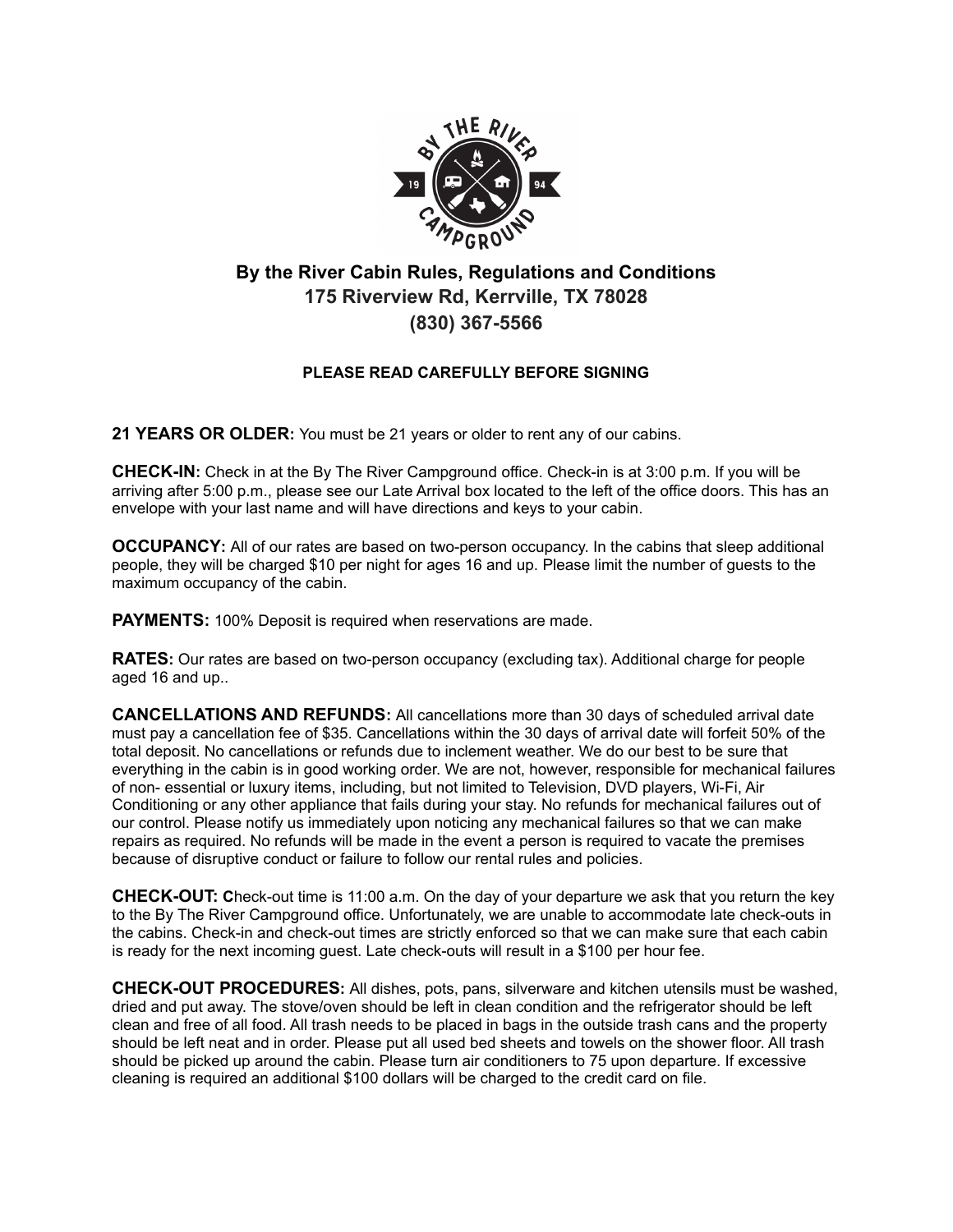# By the River Cabin Rules, Regulations and Conditions

## 175 Riverview Rd, Kerrville, TX 78028

## (830) 367-5566

**PLEASE READ CAREFULLY BEFORE SIGNING**

**21 YEARS OR OLDER:** You must be 21 years or older to rent any of our cabins.

**CHECK-IN:** Check in at the By The River Campground office. Check-in is at 3:00 p.m. If you will be arriving after 5:00 p.m., please see our Late Arrival box located to the left of the office doors. This has an envelope with your last name and will have directions and keys to your cabin.

**OCCUPANCY:** All of our rates are based on two-person occupancy. In the cabins that sleep additional people, they will be charged $10 per night for ages 16 and up. Please limit the number of guests to the maximum occupancy of the cabin.

**PAYMENTS:** 100% Deposit is required when reservations are made.

**RATES:** Our rates are based on two-person occupancy (excluding tax). Additional charge for people aged 16 and up..

**CANCELLATIONS AND REFUNDS:** All cancellations more than 30 days of scheduled arrival date must pay a cancellation fee of $35. Cancellations within the 30 days of arrival date will forfeit 50% of the total deposit. No cancellations or refunds due to inclement weather. We do our best to be sure that everything in the cabin is in good working order. We are not, however, responsible for mechanical failures of non- essential or luxury items, including, but not limited to Television, DVD players, Wi-Fi, Air Conditioning or any other appliance that fails during your stay. No refunds for mechanical failures out of our control. Please notify us immediately upon noticing any mechanical failures so that we can make repairs as required. No refunds will be made in the event a person is required to vacate the premises because of disruptive conduct or failure to follow our rental rules and policies.

**CHECK-OUT: C**heck-out time is 11:00 a.m. On the day of your departure we ask that you return the key to the By The River Campground office. Unfortunately, we are unable to accommodate late check-outs in the cabins. Check-in and check-out times are strictly enforced so that we can make sure that each cabin is ready for the next incoming guest. Late check-outs will result in a $100 per hour fee.

**CHECK-OUT PROCEDURES:** All dishes, pots, pans, silverware and kitchen utensils must be washed, dried and put away. The stove/oven should be left in clean condition and the refrigerator should be left clean and free of all food. All trash needs to be placed in bags in the outside trash cans and the property should be left neat and in order. Please put all used bed sheets and towels on the shower floor. All trash should be picked up around the cabin. Please turn air conditioners to 75 upon departure. If excessive cleaning is required an additional $100 dollars will be charged to the credit card on file.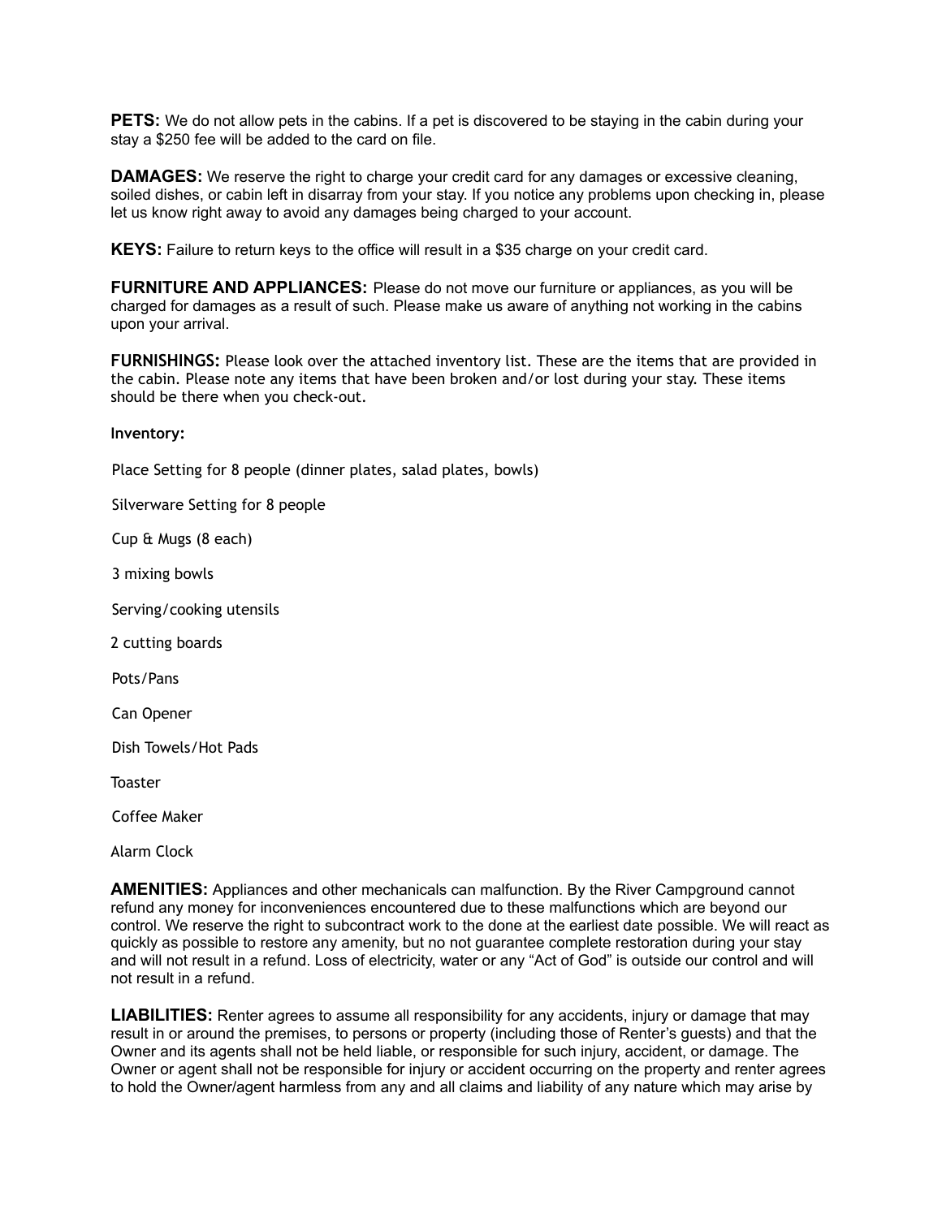**PETS:** We do not allow pets in the cabins. If a pet is discovered to be staying in the cabin during your stay a $250 fee will be added to the card on file.

**DAMAGES:** We reserve the right to charge your credit card for any damages or excessive cleaning, soiled dishes, or cabin left in disarray from your stay. If you notice any problems upon checking in, please let us know right away to avoid any damages being charged to your account.

**KEYS:** Failure to return keys to the office will result in a $35 charge on your credit card.

**FURNITURE AND APPLIANCES:** Please do not move our furniture or appliances, as you will be charged for damages as a result of such. Please make us aware of anything not working in the cabins upon your arrival.

**FURNISHINGS:** Please look over the attached inventory list. These are the items that are provided in the cabin. Please note any items that have been broken and/or lost during your stay. These items should be there when you check-out.

**Inventory:**

Place Setting for 8 people (dinner plates, salad plates, bowls)

Silverware Setting for 8 people

Cup & Mugs (8 each)

3 mixing bowls

Serving/cooking utensils

2 cutting boards

Pots/Pans

Can Opener

Dish Towels/Hot Pads

Toaster

Coffee Maker

Alarm Clock

**AMENITIES:** Appliances and other mechanicals can malfunction. By the River Campground cannot refund any money for inconveniences encountered due to these malfunctions which are beyond our control. We reserve the right to subcontract work to the done at the earliest date possible. We will react as quickly as possible to restore any amenity, but no not guarantee complete restoration during your stay and will not result in a refund. Loss of electricity, water or any "Act of God" is outside our control and will not result in a refund.

**LIABILITIES:** Renter agrees to assume all responsibility for any accidents, injury or damage that may result in or around the premises, to persons or property (including those of Renter's guests) and that the Owner and its agents shall not be held liable, or responsible for such injury, accident, or damage. The Owner or agent shall not be responsible for injury or accident occurring on the property and renter agrees to hold the Owner/agent harmless from any and all claims and liability of any nature which may arise by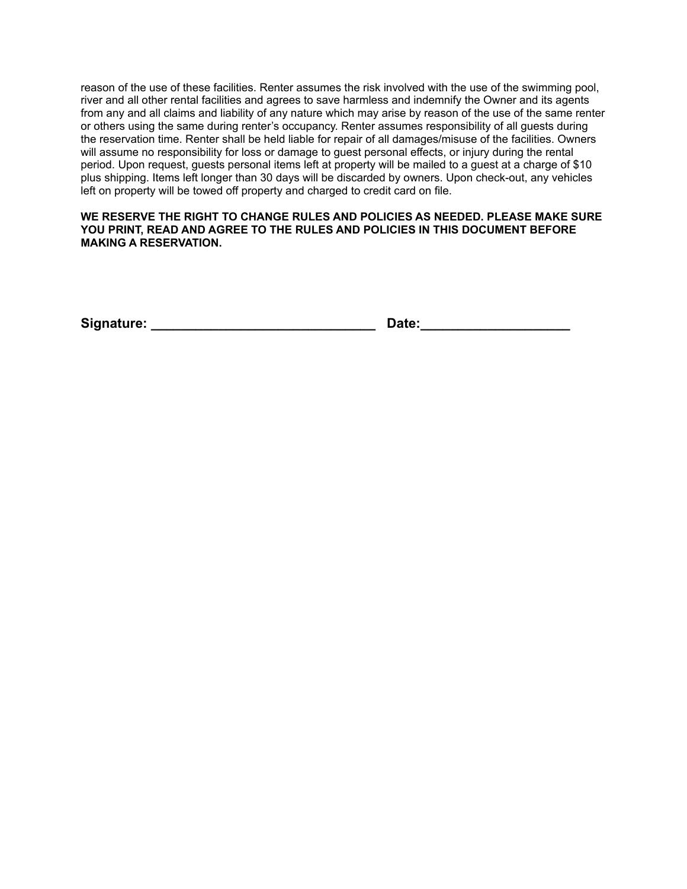reason of the use of these facilities. Renter assumes the risk involved with the use of the swimming pool, river and all other rental facilities and agrees to save harmless and indemnify the Owner and its agents from any and all claims and liability of any nature which may arise by reason of the use of the same renter or others using the same during renter's occupancy. Renter assumes responsibility of all guests during the reservation time. Renter shall be held liable for repair of all damages/misuse of the facilities. Owners will assume no responsibility for loss or damage to guest personal effects, or injury during the rental period. Upon request, guests personal items left at property will be mailed to a guest at a charge of $10 plus shipping. Items left longer than 30 days will be discarded by owners. Upon check-out, any vehicles left on property will be towed off property and charged to credit card on file.

**WE RESERVE THE RIGHT TO CHANGE RULES AND POLICIES AS NEEDED. PLEASE MAKE SURE YOU PRINT, READ AND AGREE TO THE RULES AND POLICIES IN THIS DOCUMENT BEFORE MAKING A RESERVATION.**

**Signature: ______________________________ Date:___________________**